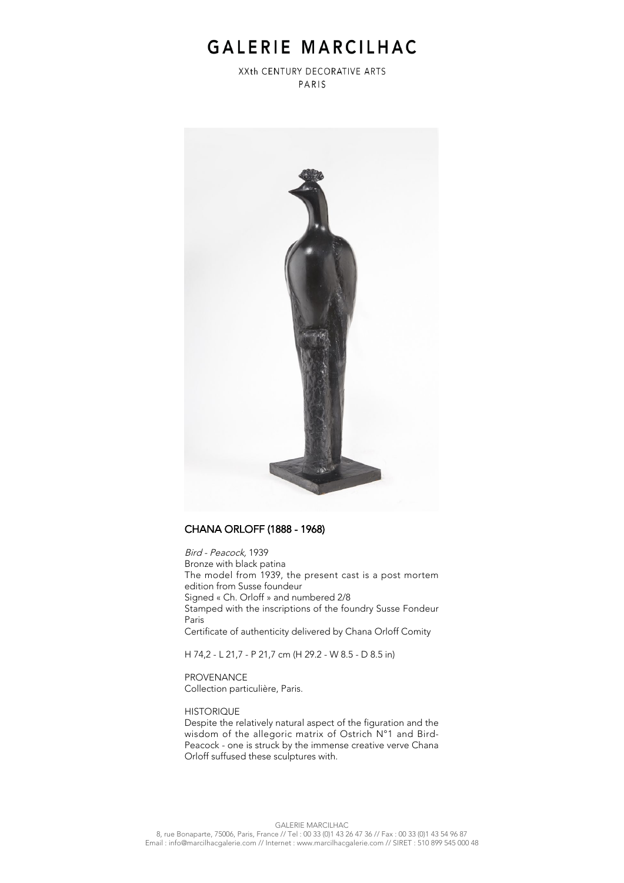# GALERIE MARCILHAC

XXth CENTURY DECORATIVE ARTS
PARIS

## CHANA ORLOFF (1888 - 1968)

*Bird - Peacock,* 1939
Bronze with black patina
The model from 1939, the present cast is a post mortem edition from Susse foundeur
Signed « Ch. Orloff » and numbered 2/8
Stamped with the inscriptions of the foundry Susse Fondeur Paris
Certificate of authenticity delivered by Chana Orloff Comity

H 74,2 - L 21,7 - P 21,7 cm (H 29.2 - W 8.5 - D 8.5 in)

PROVENANCE
Collection particulière, Paris.

HISTORIQUE
Despite the relatively natural aspect of the figuration and the wisdom of the allegoric matrix of Ostrich N°1 and Bird-Peacock - one is struck by the immense creative verve Chana Orloff suffused these sculptures with.

GALERIE MARCILHAC
8, rue Bonaparte, 75006, Paris, France // Tel : 00 33 (0)1 43 26 47 36 // Fax : 00 33 (0)1 43 54 96 87
Email : info@marcilhacgalerie.com // Internet : www.marcilhacgalerie.com // SIRET : 510 899 545 000 48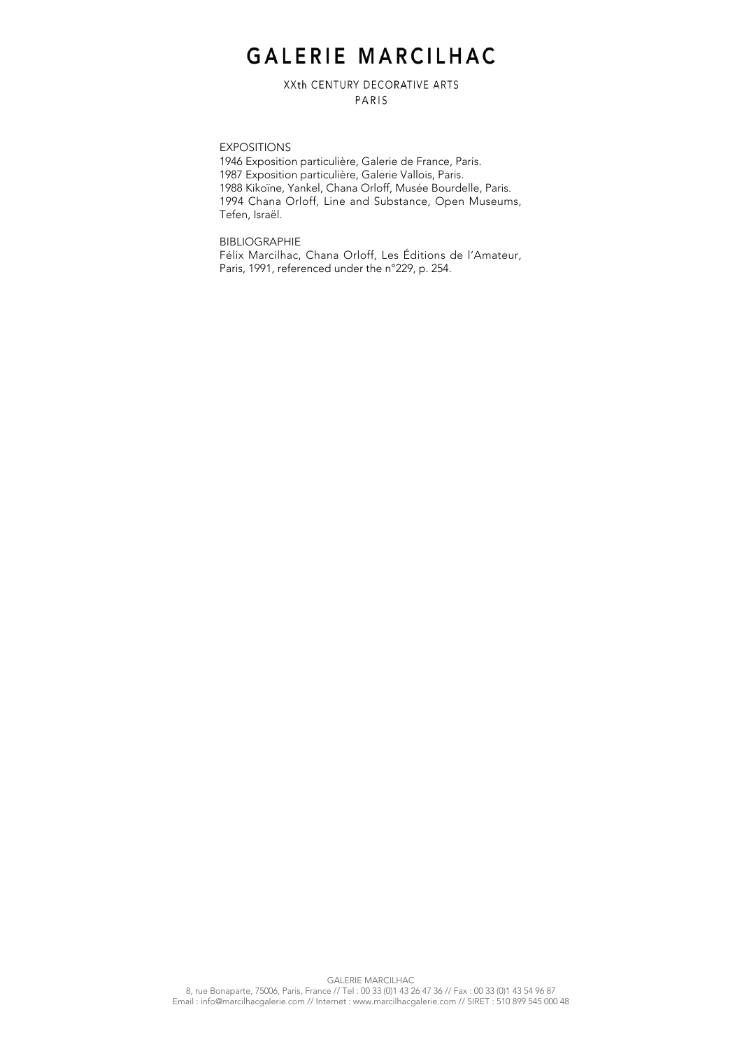EXPOSITIONS

1946 Exposition particulière, Galerie de France, Paris.
1987 Exposition particulière, Galerie Vallois, Paris.
1988 Kikoïne, Yankel, Chana Orloff, Musée Bourdelle, Paris.
1994 Chana Orloff, Line and Substance, Open Museums, Tefen, Israël.

BIBLIOGRAPHIE

Félix Marcilhac, Chana Orloff, Les Éditions de l'Amateur, Paris, 1991, referenced under the n°229, p. 254.